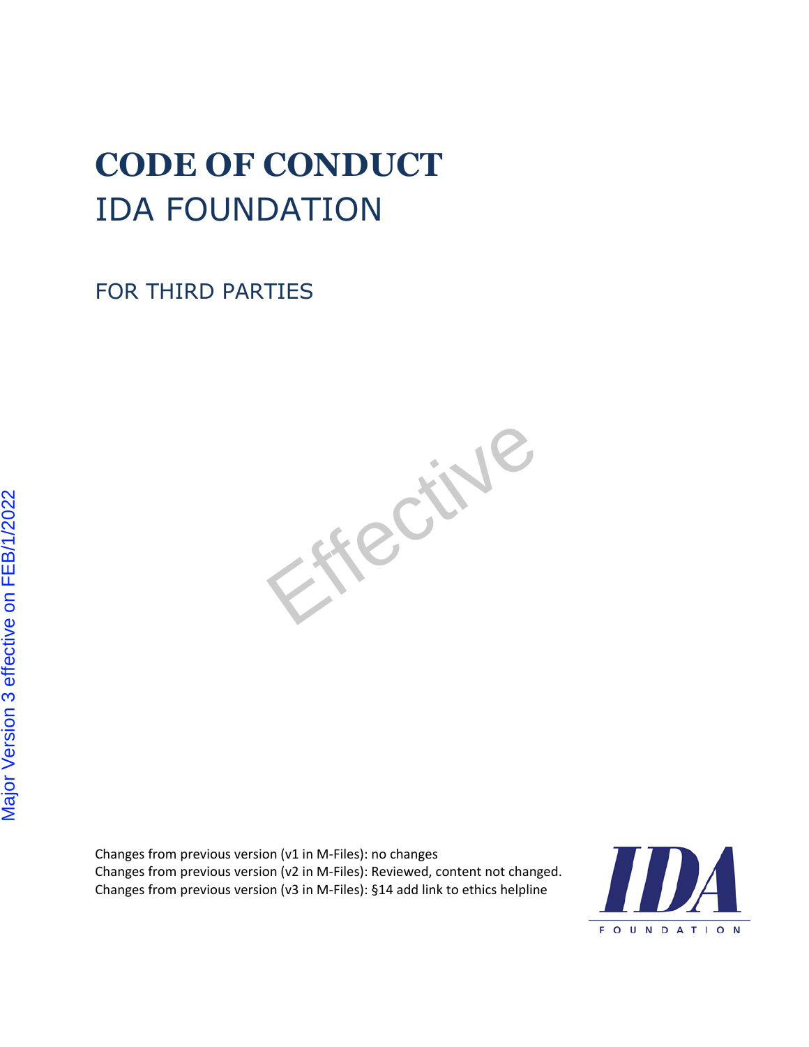# CODE OF CONDUCT
## IDA FOUNDATION

FOR THIRD PARTIES

Effective

Major Version 3 effective on FEB/1/2022

Changes from previous version (v1 in M-Files): no changes
Changes from previous version (v2 in M-Files): Reviewed, content not changed.
Changes from previous version (v3 in M-Files): §14 add link to ethics helpline

IDA
FOUNDATION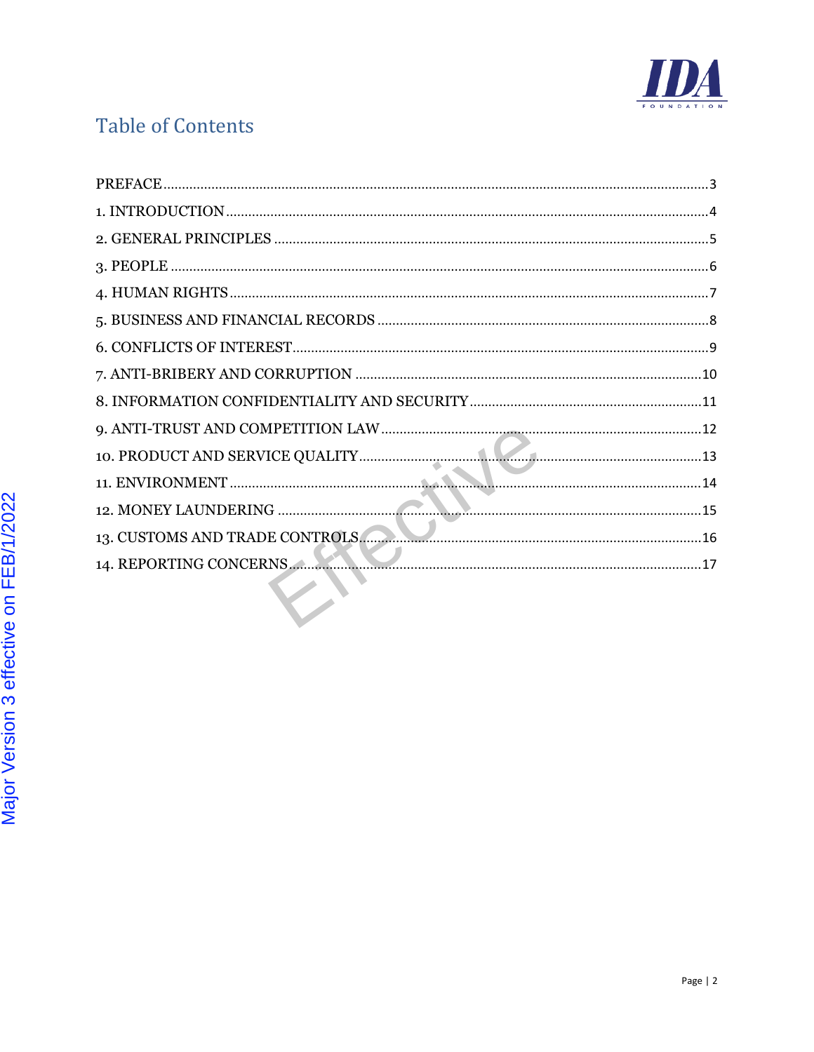# Table of Contents

| | |
|---|---|
| PREFACE | 3 |
| 1. INTRODUCTION | 4 |
| 2. GENERAL PRINCIPLES | 5 |
| 3. PEOPLE | 6 |
| 4. HUMAN RIGHTS | 7 |
| 5. BUSINESS AND FINANCIAL RECORDS | 8 |
| 6. CONFLICTS OF INTEREST | 9 |
| 7. ANTI-BRIBERY AND CORRUPTION | 10 |
| 8. INFORMATION CONFIDENTIALITY AND SECURITY | 11 |
| 9. ANTI-TRUST AND COMPETITION LAW | 12 |
| 10. PRODUCT AND SERVICE QUALITY | 13 |
| 11. ENVIRONMENT | 14 |
| 12. MONEY LAUNDERING | 15 |
| 13. CUSTOMS AND TRADE CONTROLS | 16 |
| 14. REPORTING CONCERNS | 17 |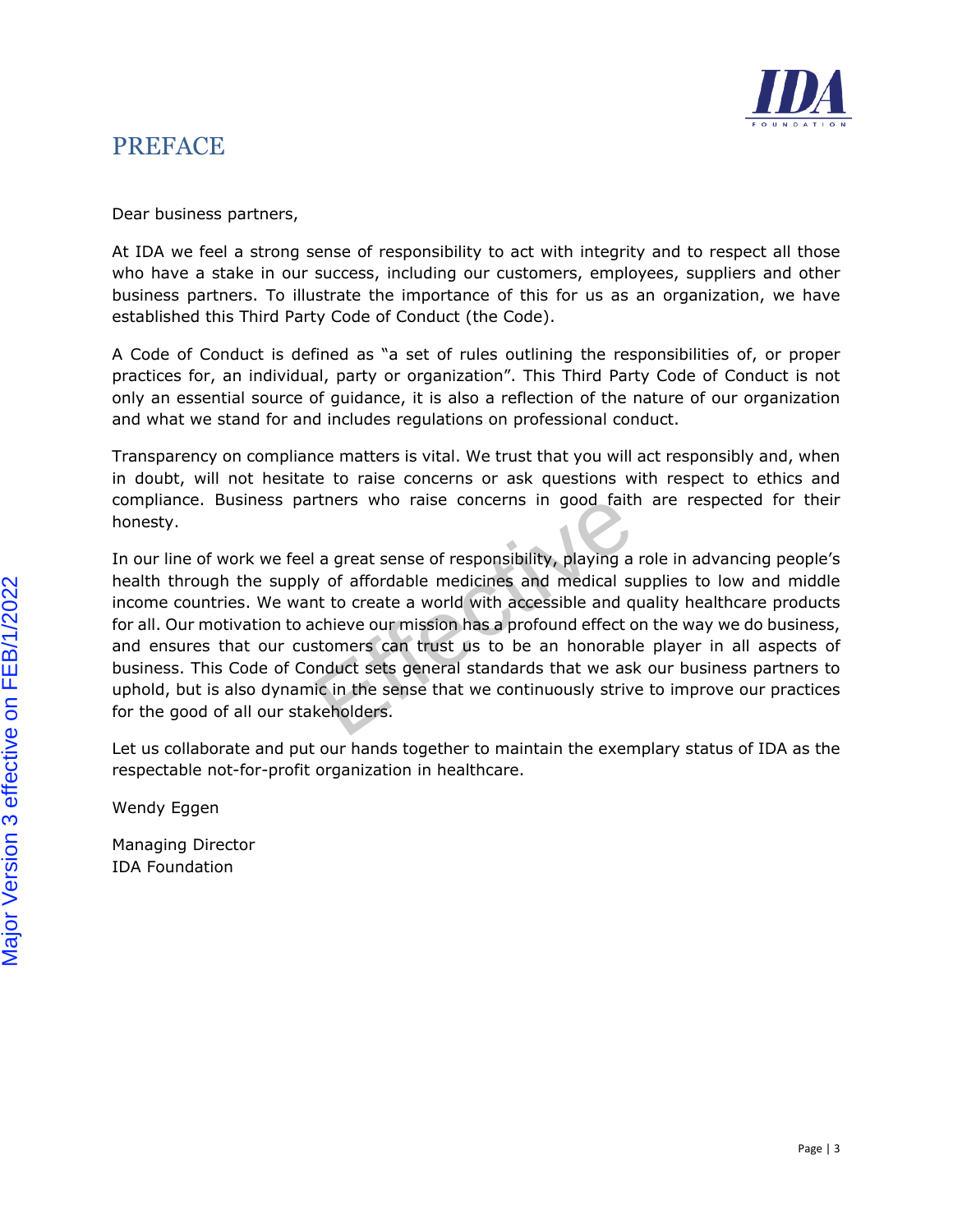# PREFACE

Dear business partners,

At IDA we feel a strong sense of responsibility to act with integrity and to respect all those who have a stake in our success, including our customers, employees, suppliers and other business partners. To illustrate the importance of this for us as an organization, we have established this Third Party Code of Conduct (the Code).

A Code of Conduct is defined as "a set of rules outlining the responsibilities of, or proper practices for, an individual, party or organization". This Third Party Code of Conduct is not only an essential source of guidance, it is also a reflection of the nature of our organization and what we stand for and includes regulations on professional conduct.

Transparency on compliance matters is vital. We trust that you will act responsibly and, when in doubt, will not hesitate to raise concerns or ask questions with respect to ethics and compliance. Business partners who raise concerns in good faith are respected for their honesty.

In our line of work we feel a great sense of responsibility, playing a role in advancing people's health through the supply of affordable medicines and medical supplies to low and middle income countries. We want to create a world with accessible and quality healthcare products for all. Our motivation to achieve our mission has a profound effect on the way we do business, and ensures that our customers can trust us to be an honorable player in all aspects of business. This Code of Conduct sets general standards that we ask our business partners to uphold, but is also dynamic in the sense that we continuously strive to improve our practices for the good of all our stakeholders.

Let us collaborate and put our hands together to maintain the exemplary status of IDA as the respectable not-for-profit organization in healthcare.

Wendy Eggen

Managing Director
IDA Foundation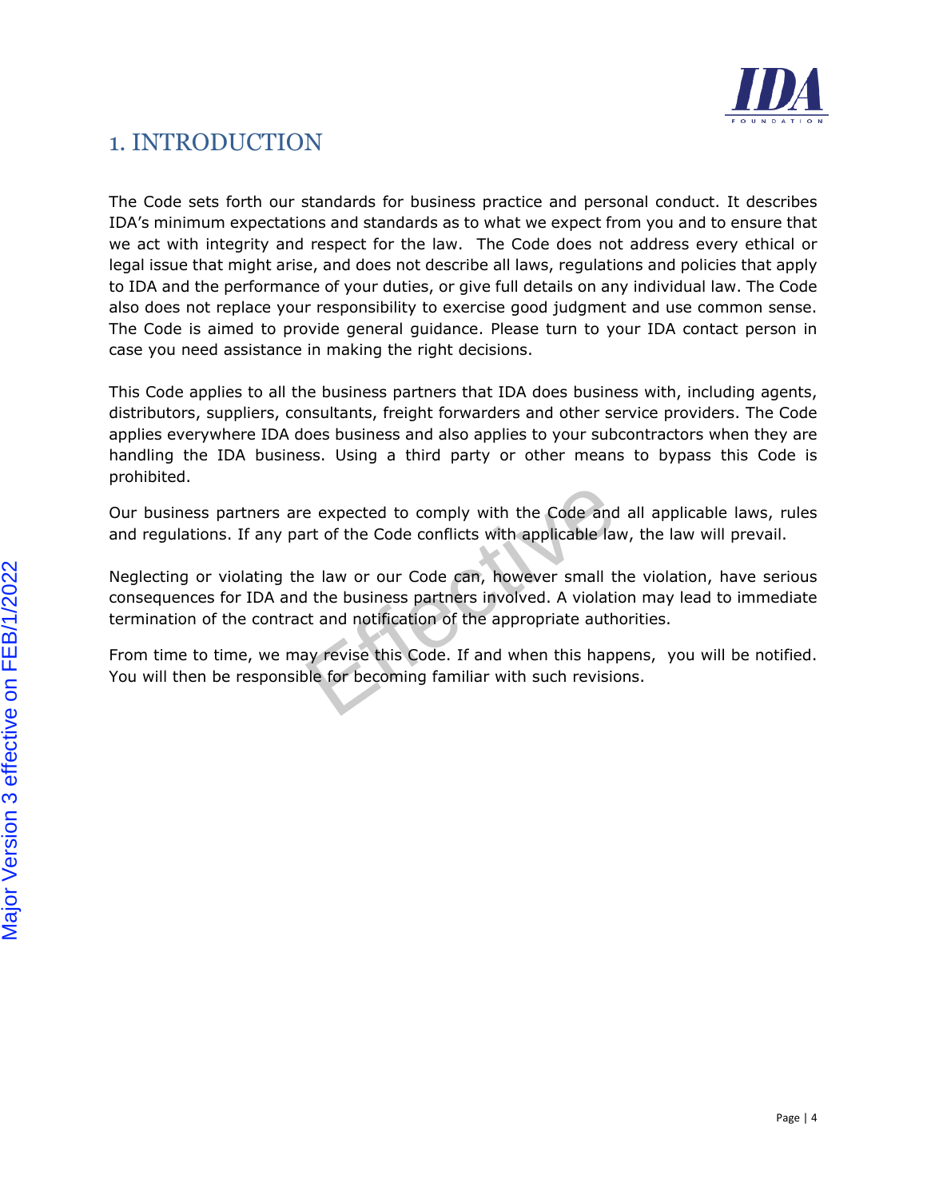# 1. INTRODUCTION

The Code sets forth our standards for business practice and personal conduct. It describes IDA's minimum expectations and standards as to what we expect from you and to ensure that we act with integrity and respect for the law. The Code does not address every ethical or legal issue that might arise, and does not describe all laws, regulations and policies that apply to IDA and the performance of your duties, or give full details on any individual law. The Code also does not replace your responsibility to exercise good judgment and use common sense. The Code is aimed to provide general guidance. Please turn to your IDA contact person in case you need assistance in making the right decisions.

This Code applies to all the business partners that IDA does business with, including agents, distributors, suppliers, consultants, freight forwarders and other service providers. The Code applies everywhere IDA does business and also applies to your subcontractors when they are handling the IDA business. Using a third party or other means to bypass this Code is prohibited.

Our business partners are expected to comply with the Code and all applicable laws, rules and regulations. If any part of the Code conflicts with applicable law, the law will prevail.

Neglecting or violating the law or our Code can, however small the violation, have serious consequences for IDA and the business partners involved. A violation may lead to immediate termination of the contract and notification of the appropriate authorities.

From time to time, we may revise this Code. If and when this happens, you will be notified. You will then be responsible for becoming familiar with such revisions.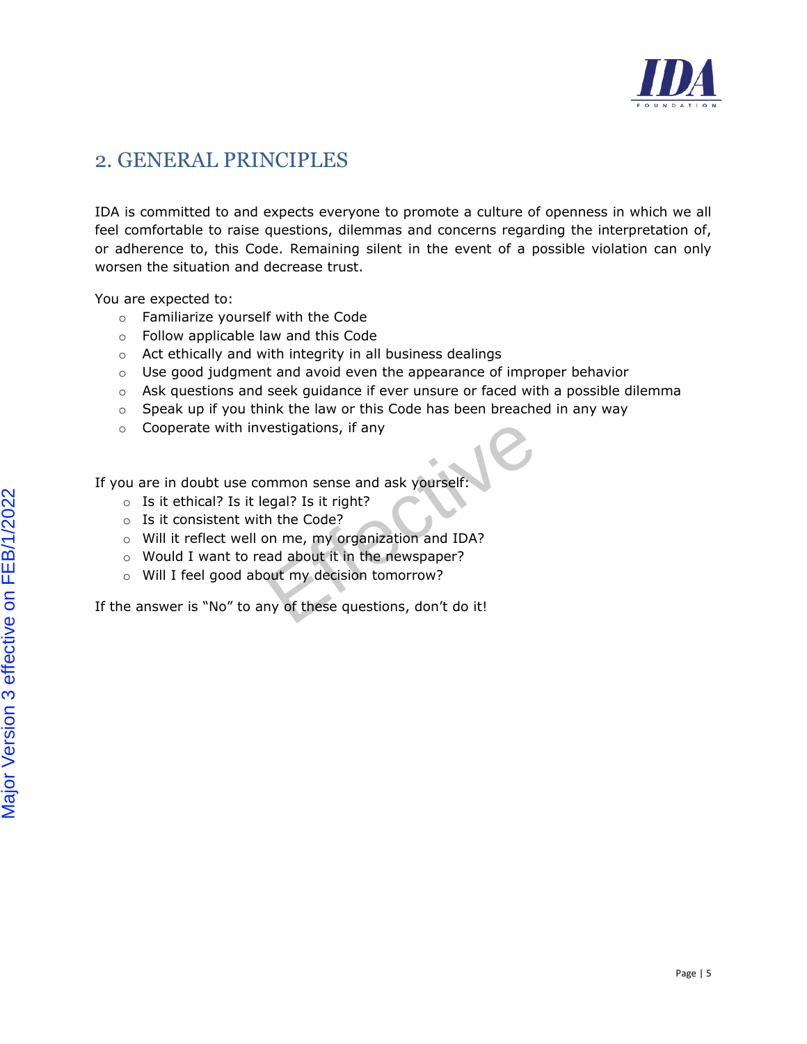## 2. GENERAL PRINCIPLES

IDA is committed to and expects everyone to promote a culture of openness in which we all feel comfortable to raise questions, dilemmas and concerns regarding the interpretation of, or adherence to, this Code. Remaining silent in the event of a possible violation can only worsen the situation and decrease trust.

You are expected to:

- Familiarize yourself with the Code
- Follow applicable law and this Code
- Act ethically and with integrity in all business dealings
- Use good judgment and avoid even the appearance of improper behavior
- Ask questions and seek guidance if ever unsure or faced with a possible dilemma
- Speak up if you think the law or this Code has been breached in any way
- Cooperate with investigations, if any

If you are in doubt use common sense and ask yourself:

- Is it ethical? Is it legal? Is it right?
- Is it consistent with the Code?
- Will it reflect well on me, my organization and IDA?
- Would I want to read about it in the newspaper?
- Will I feel good about my decision tomorrow?

If the answer is "No" to any of these questions, don't do it!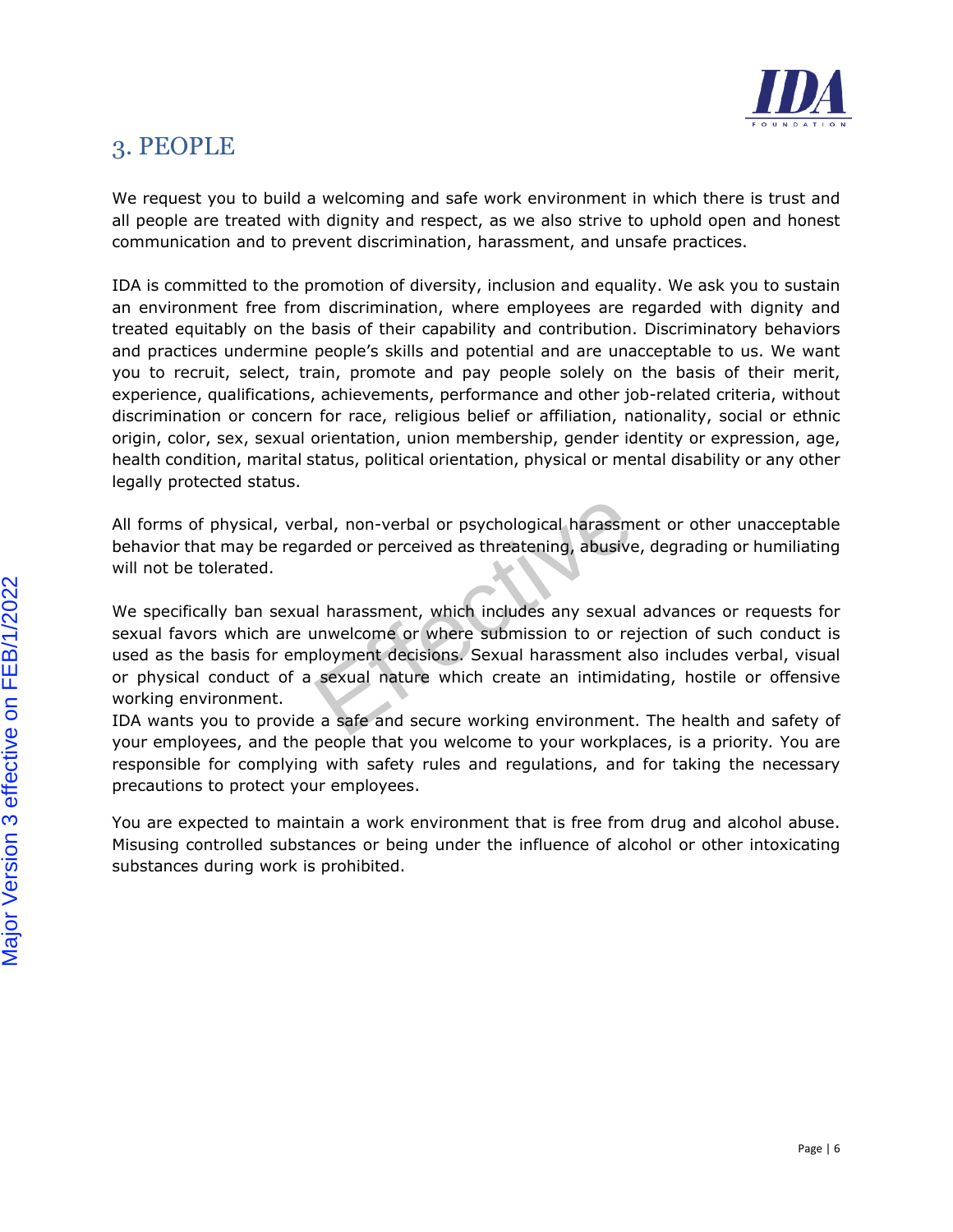# 3. PEOPLE

We request you to build a welcoming and safe work environment in which there is trust and all people are treated with dignity and respect, as we also strive to uphold open and honest communication and to prevent discrimination, harassment, and unsafe practices.

IDA is committed to the promotion of diversity, inclusion and equality. We ask you to sustain an environment free from discrimination, where employees are regarded with dignity and treated equitably on the basis of their capability and contribution. Discriminatory behaviors and practices undermine people's skills and potential and are unacceptable to us. We want you to recruit, select, train, promote and pay people solely on the basis of their merit, experience, qualifications, achievements, performance and other job-related criteria, without discrimination or concern for race, religious belief or affiliation, nationality, social or ethnic origin, color, sex, sexual orientation, union membership, gender identity or expression, age, health condition, marital status, political orientation, physical or mental disability or any other legally protected status.

All forms of physical, verbal, non-verbal or psychological harassment or other unacceptable behavior that may be regarded or perceived as threatening, abusive, degrading or humiliating will not be tolerated.

We specifically ban sexual harassment, which includes any sexual advances or requests for sexual favors which are unwelcome or where submission to or rejection of such conduct is used as the basis for employment decisions. Sexual harassment also includes verbal, visual or physical conduct of a sexual nature which create an intimidating, hostile or offensive working environment.

IDA wants you to provide a safe and secure working environment. The health and safety of your employees, and the people that you welcome to your workplaces, is a priority. You are responsible for complying with safety rules and regulations, and for taking the necessary precautions to protect your employees.

You are expected to maintain a work environment that is free from drug and alcohol abuse. Misusing controlled substances or being under the influence of alcohol or other intoxicating substances during work is prohibited.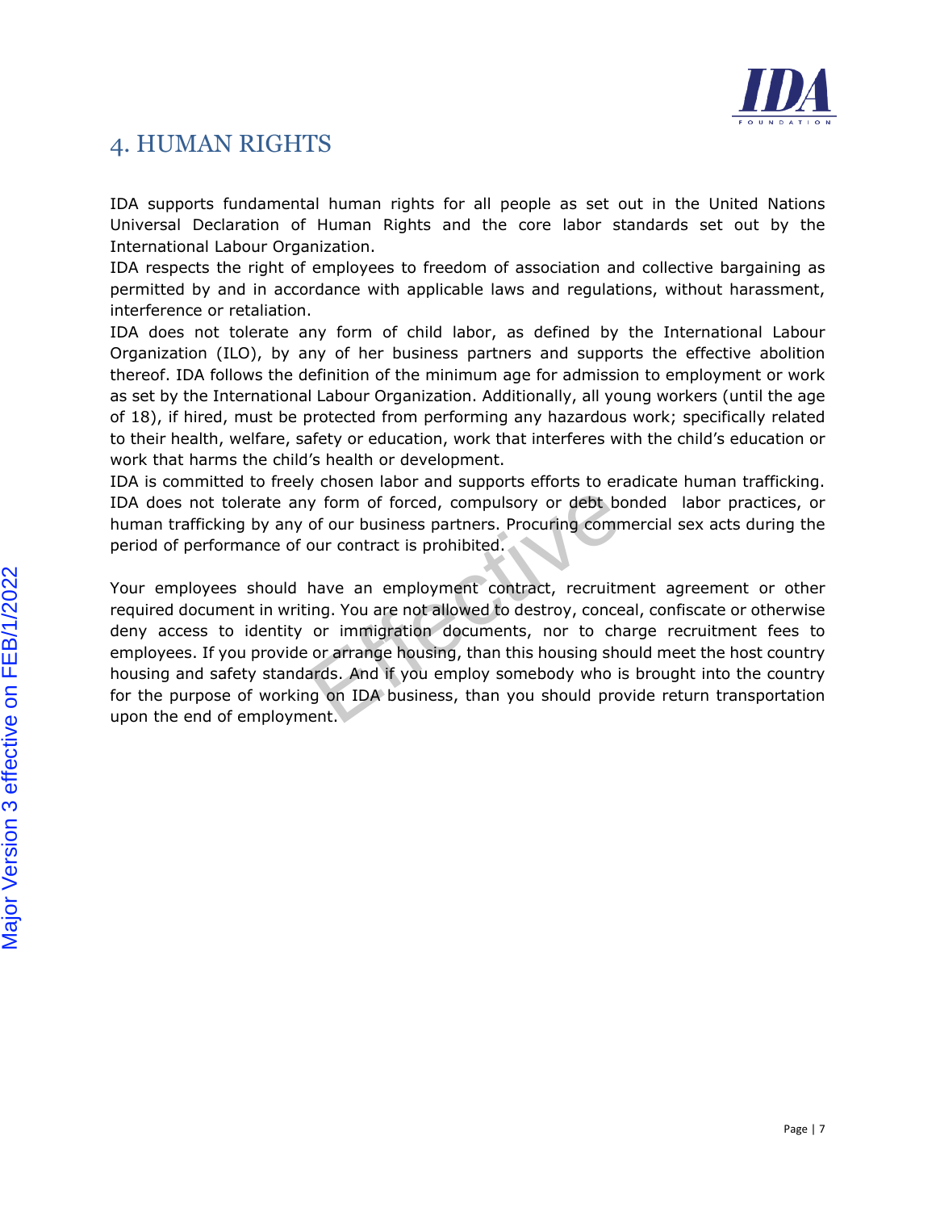# 4. HUMAN RIGHTS

IDA supports fundamental human rights for all people as set out in the United Nations Universal Declaration of Human Rights and the core labor standards set out by the International Labour Organization.

IDA respects the right of employees to freedom of association and collective bargaining as permitted by and in accordance with applicable laws and regulations, without harassment, interference or retaliation.

IDA does not tolerate any form of child labor, as defined by the International Labour Organization (ILO), by any of her business partners and supports the effective abolition thereof. IDA follows the definition of the minimum age for admission to employment or work as set by the International Labour Organization. Additionally, all young workers (until the age of 18), if hired, must be protected from performing any hazardous work; specifically related to their health, welfare, safety or education, work that interferes with the child's education or work that harms the child's health or development.

IDA is committed to freely chosen labor and supports efforts to eradicate human trafficking. IDA does not tolerate any form of forced, compulsory or debt bonded labor practices, or human trafficking by any of our business partners. Procuring commercial sex acts during the period of performance of our contract is prohibited.

Your employees should have an employment contract, recruitment agreement or other required document in writing. You are not allowed to destroy, conceal, confiscate or otherwise deny access to identity or immigration documents, nor to charge recruitment fees to employees. If you provide or arrange housing, than this housing should meet the host country housing and safety standards. And if you employ somebody who is brought into the country for the purpose of working on IDA business, than you should provide return transportation upon the end of employment.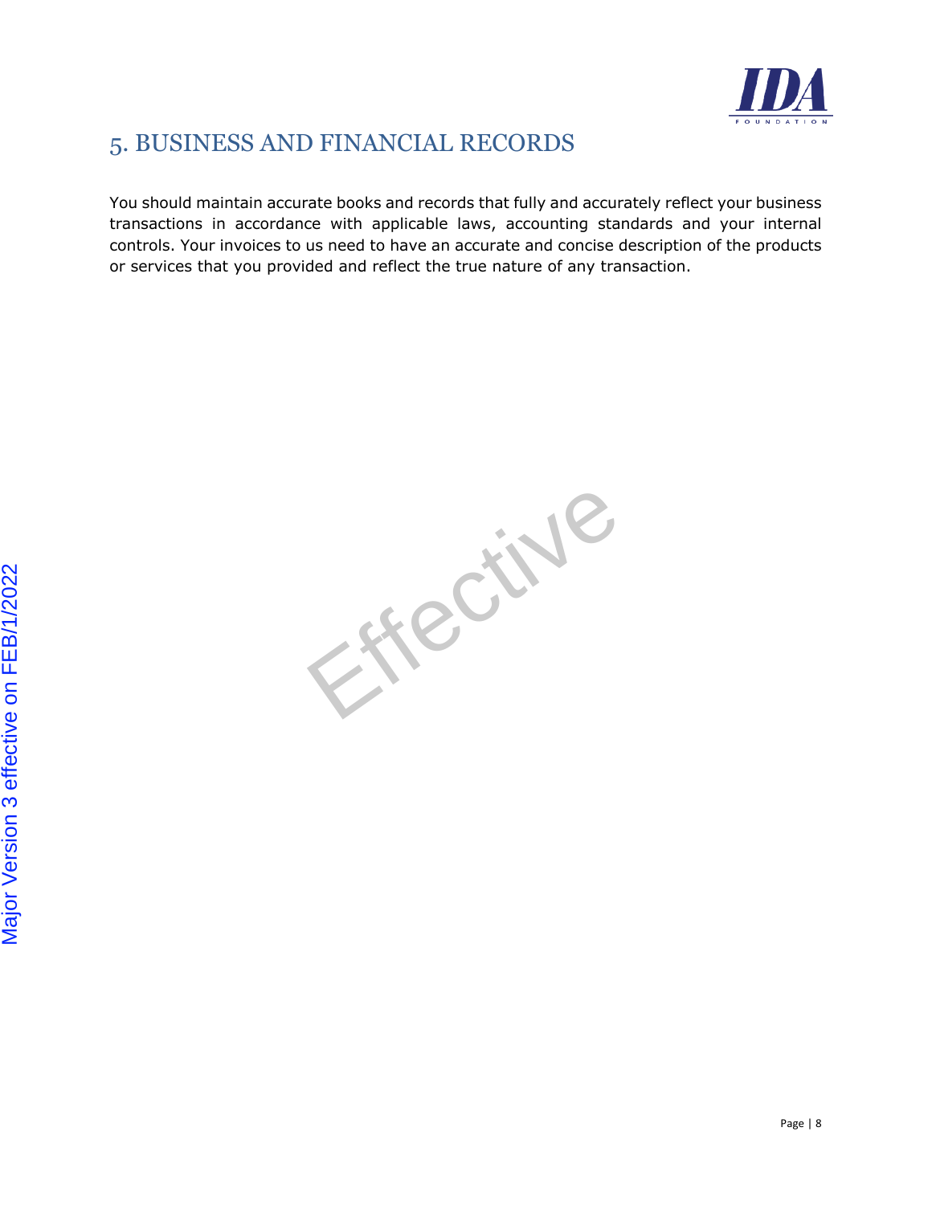## 5. BUSINESS AND FINANCIAL RECORDS

You should maintain accurate books and records that fully and accurately reflect your business transactions in accordance with applicable laws, accounting standards and your internal controls. Your invoices to us need to have an accurate and concise description of the products or services that you provided and reflect the true nature of any transaction.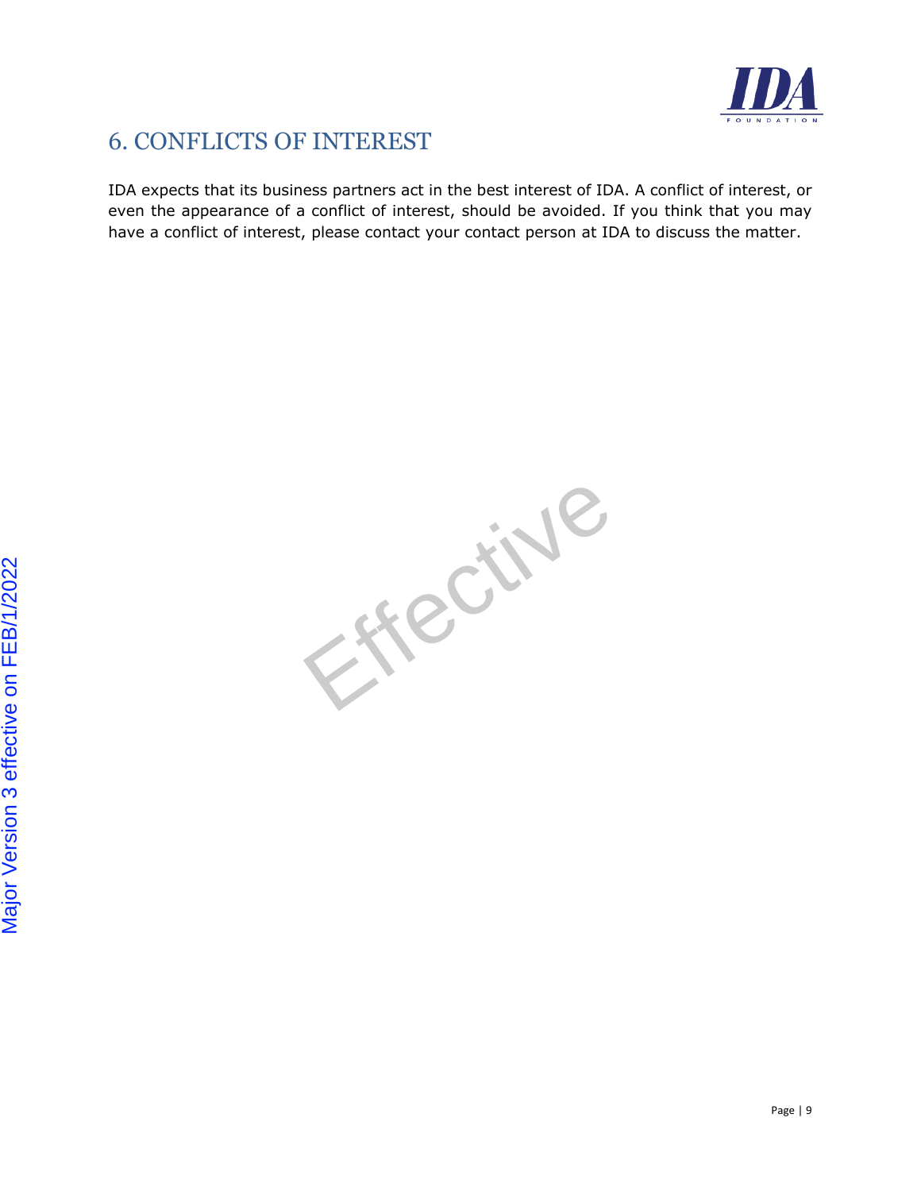## 6. CONFLICTS OF INTEREST

IDA expects that its business partners act in the best interest of IDA. A conflict of interest, or even the appearance of a conflict of interest, should be avoided. If you think that you may have a conflict of interest, please contact your contact person at IDA to discuss the matter.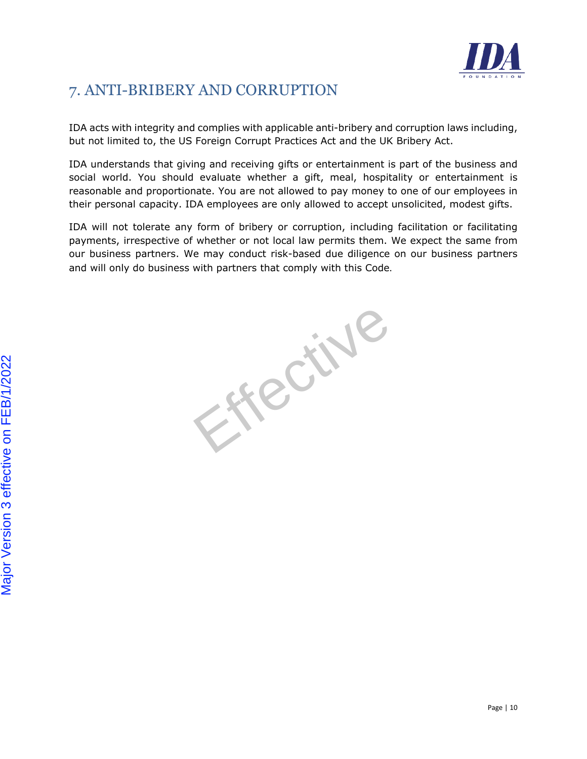# 7. ANTI-BRIBERY AND CORRUPTION

IDA acts with integrity and complies with applicable anti-bribery and corruption laws including, but not limited to, the US Foreign Corrupt Practices Act and the UK Bribery Act.

IDA understands that giving and receiving gifts or entertainment is part of the business and social world. You should evaluate whether a gift, meal, hospitality or entertainment is reasonable and proportionate. You are not allowed to pay money to one of our employees in their personal capacity. IDA employees are only allowed to accept unsolicited, modest gifts.

IDA will not tolerate any form of bribery or corruption, including facilitation or facilitating payments, irrespective of whether or not local law permits them. We expect the same from our business partners. We may conduct risk-based due diligence on our business partners and will only do business with partners that comply with this Code.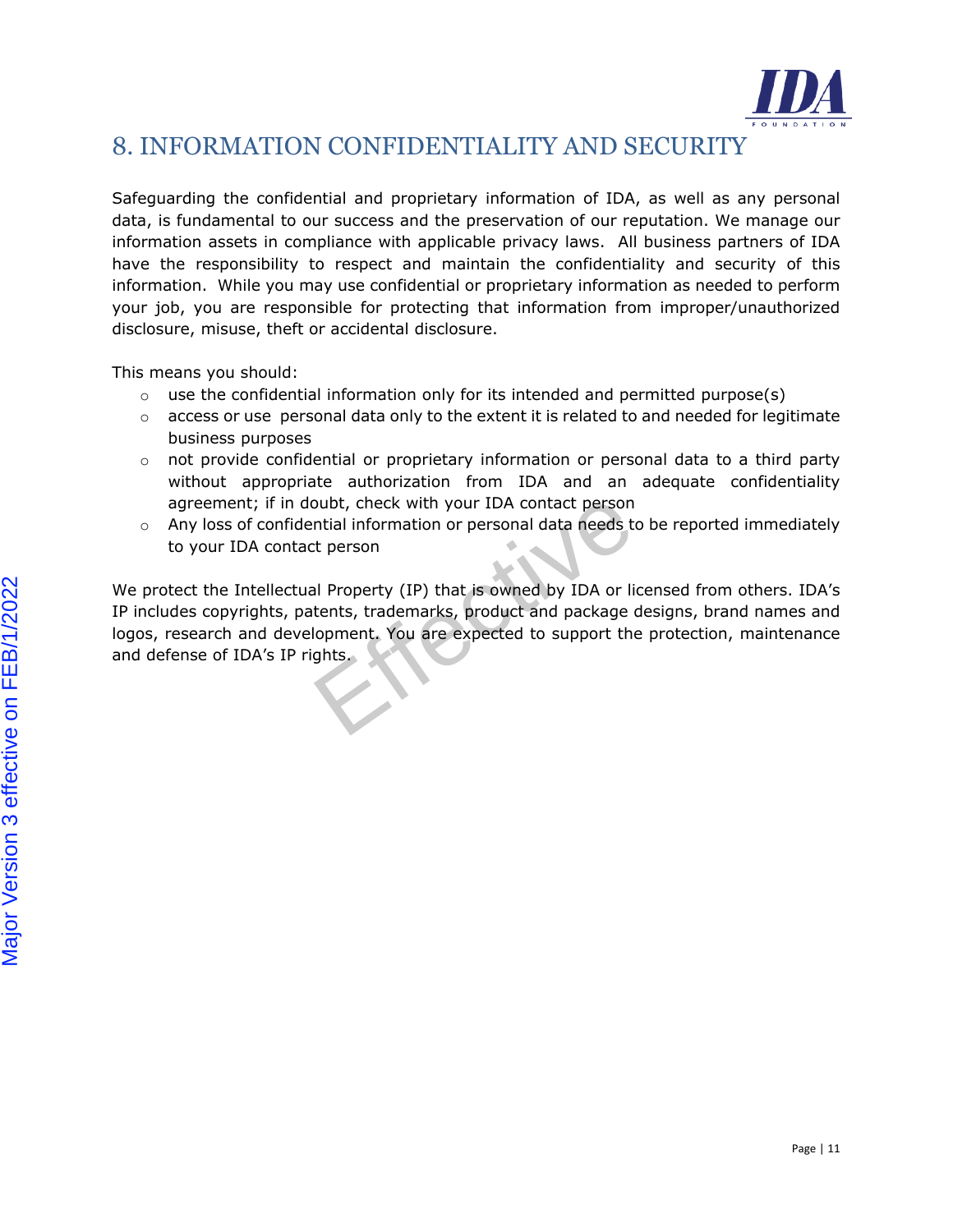# 8. INFORMATION CONFIDENTIALITY AND SECURITY

Safeguarding the confidential and proprietary information of IDA, as well as any personal data, is fundamental to our success and the preservation of our reputation. We manage our information assets in compliance with applicable privacy laws. All business partners of IDA have the responsibility to respect and maintain the confidentiality and security of this information. While you may use confidential or proprietary information as needed to perform your job, you are responsible for protecting that information from improper/unauthorized disclosure, misuse, theft or accidental disclosure.

This means you should:

- use the confidential information only for its intended and permitted purpose(s)
- access or use personal data only to the extent it is related to and needed for legitimate business purposes
- not provide confidential or proprietary information or personal data to a third party without appropriate authorization from IDA and an adequate confidentiality agreement; if in doubt, check with your IDA contact person
- Any loss of confidential information or personal data needs to be reported immediately to your IDA contact person

We protect the Intellectual Property (IP) that is owned by IDA or licensed from others. IDA's IP includes copyrights, patents, trademarks, product and package designs, brand names and logos, research and development. You are expected to support the protection, maintenance and defense of IDA's IP rights.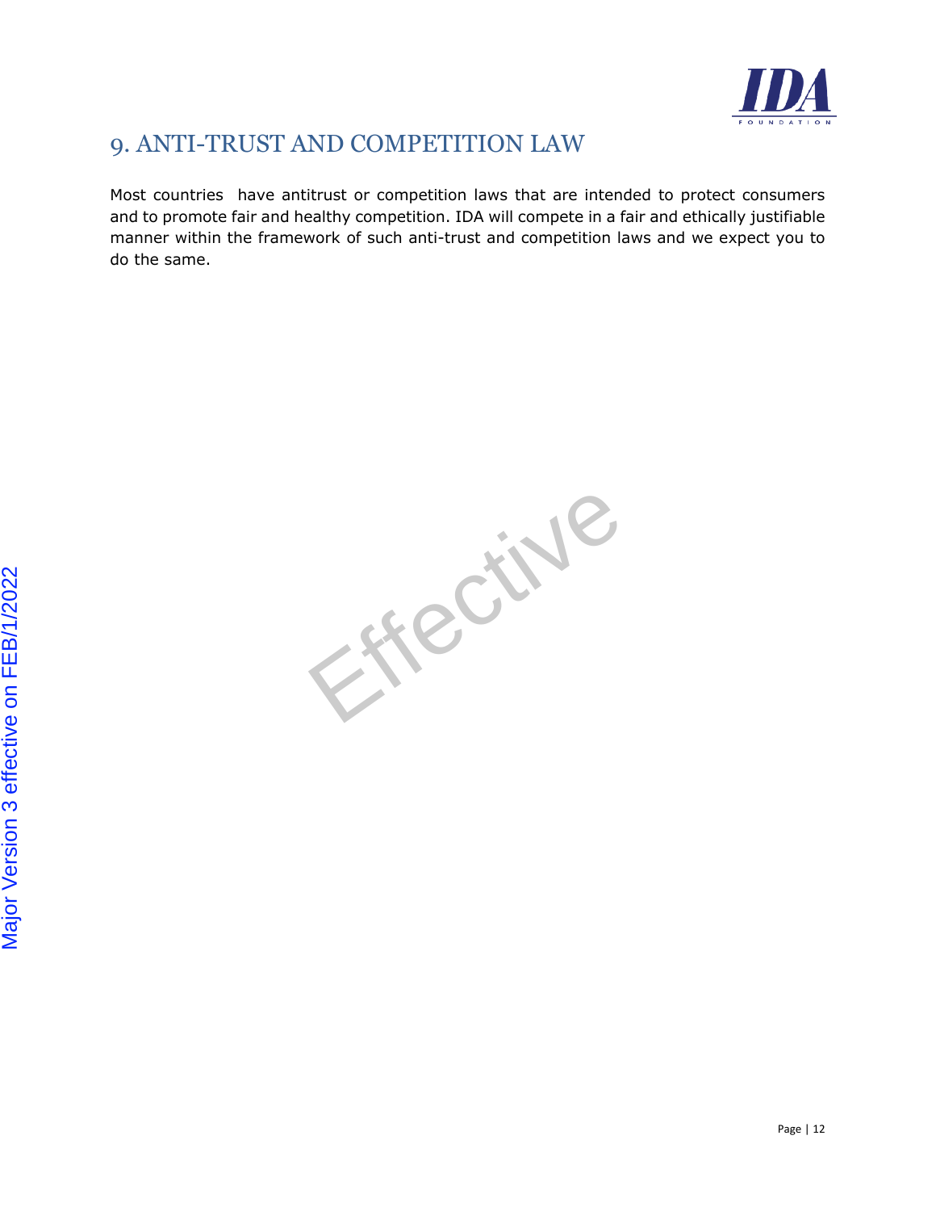# 9. ANTI-TRUST AND COMPETITION LAW

Most countries have antitrust or competition laws that are intended to protect consumers and to promote fair and healthy competition. IDA will compete in a fair and ethically justifiable manner within the framework of such anti-trust and competition laws and we expect you to do the same.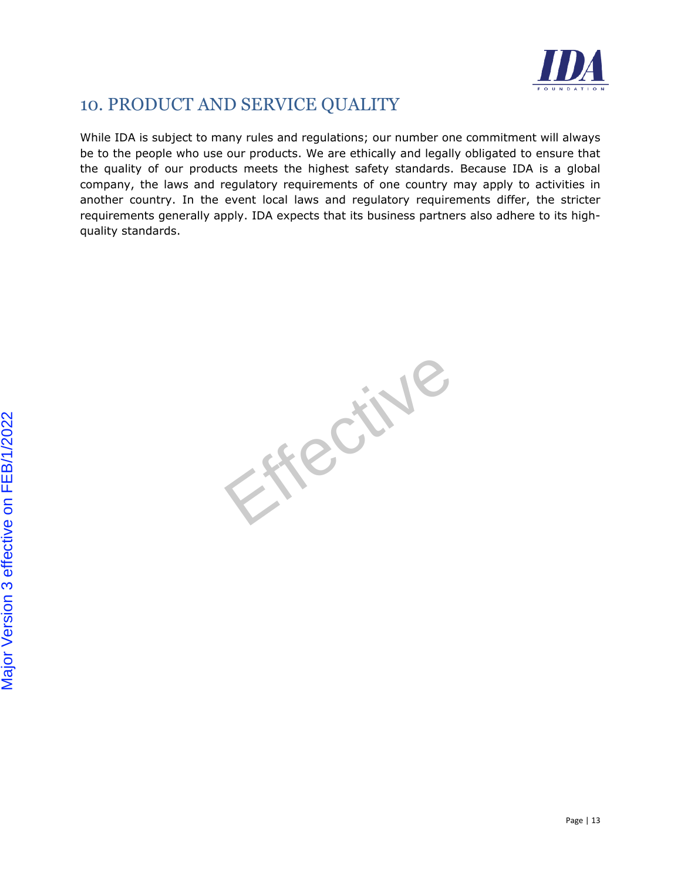## 10. PRODUCT AND SERVICE QUALITY

While IDA is subject to many rules and regulations; our number one commitment will always be to the people who use our products. We are ethically and legally obligated to ensure that the quality of our products meets the highest safety standards. Because IDA is a global company, the laws and regulatory requirements of one country may apply to activities in another country. In the event local laws and regulatory requirements differ, the stricter requirements generally apply. IDA expects that its business partners also adhere to its high-quality standards.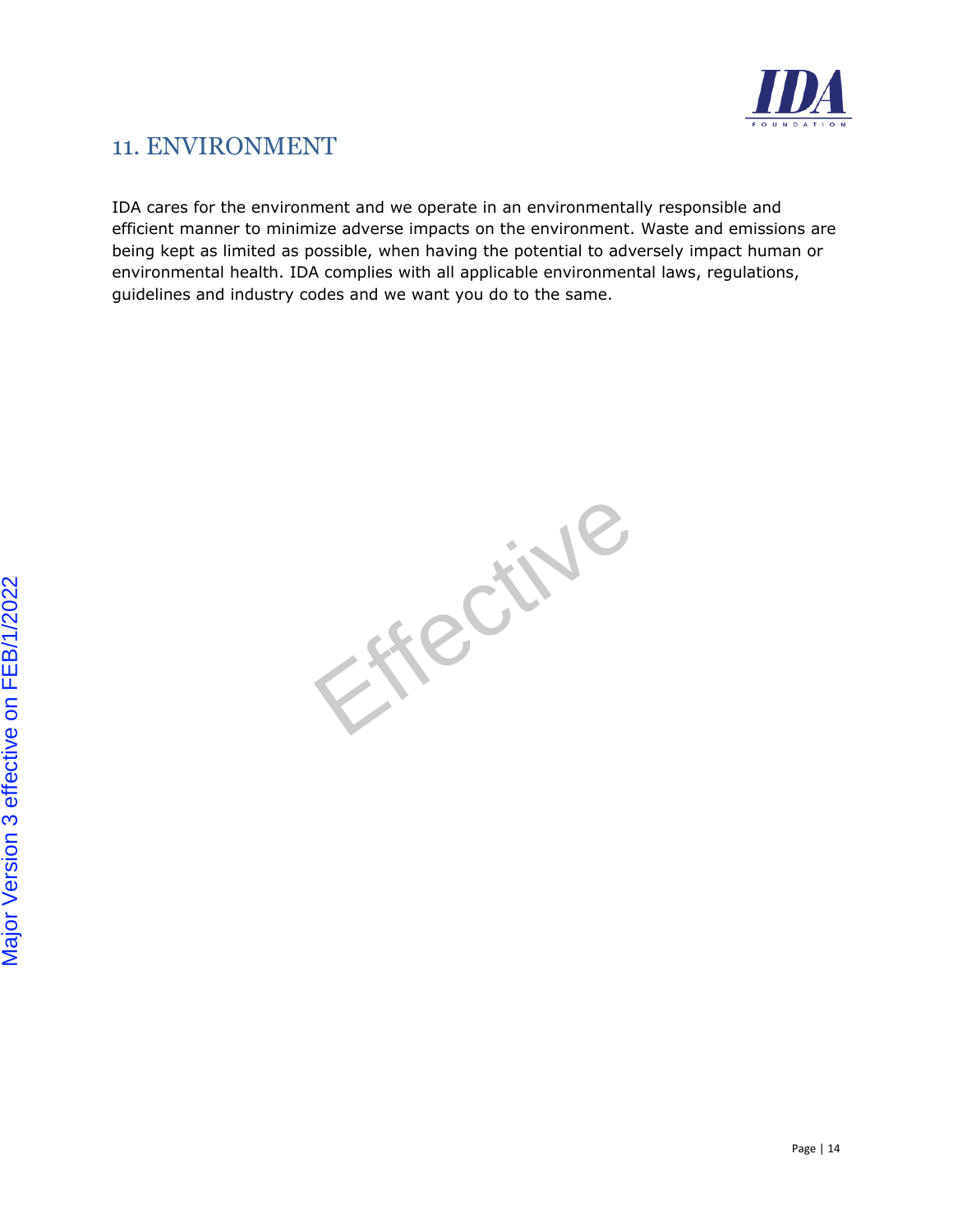## 11. ENVIRONMENT

IDA cares for the environment and we operate in an environmentally responsible and efficient manner to minimize adverse impacts on the environment. Waste and emissions are being kept as limited as possible, when having the potential to adversely impact human or environmental health. IDA complies with all applicable environmental laws, regulations, guidelines and industry codes and we want you do to the same.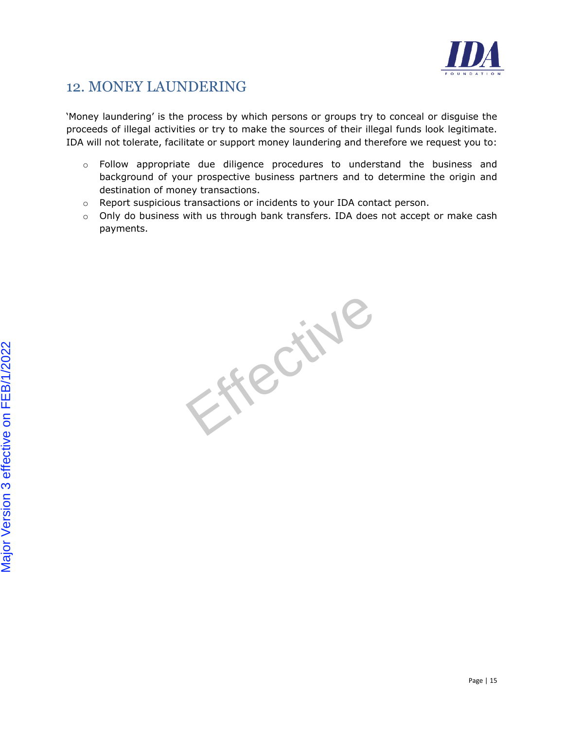## 12. MONEY LAUNDERING

'Money laundering' is the process by which persons or groups try to conceal or disguise the proceeds of illegal activities or try to make the sources of their illegal funds look legitimate. IDA will not tolerate, facilitate or support money laundering and therefore we request you to:

- Follow appropriate due diligence procedures to understand the business and background of your prospective business partners and to determine the origin and destination of money transactions.
- Report suspicious transactions or incidents to your IDA contact person.
- Only do business with us through bank transfers. IDA does not accept or make cash payments.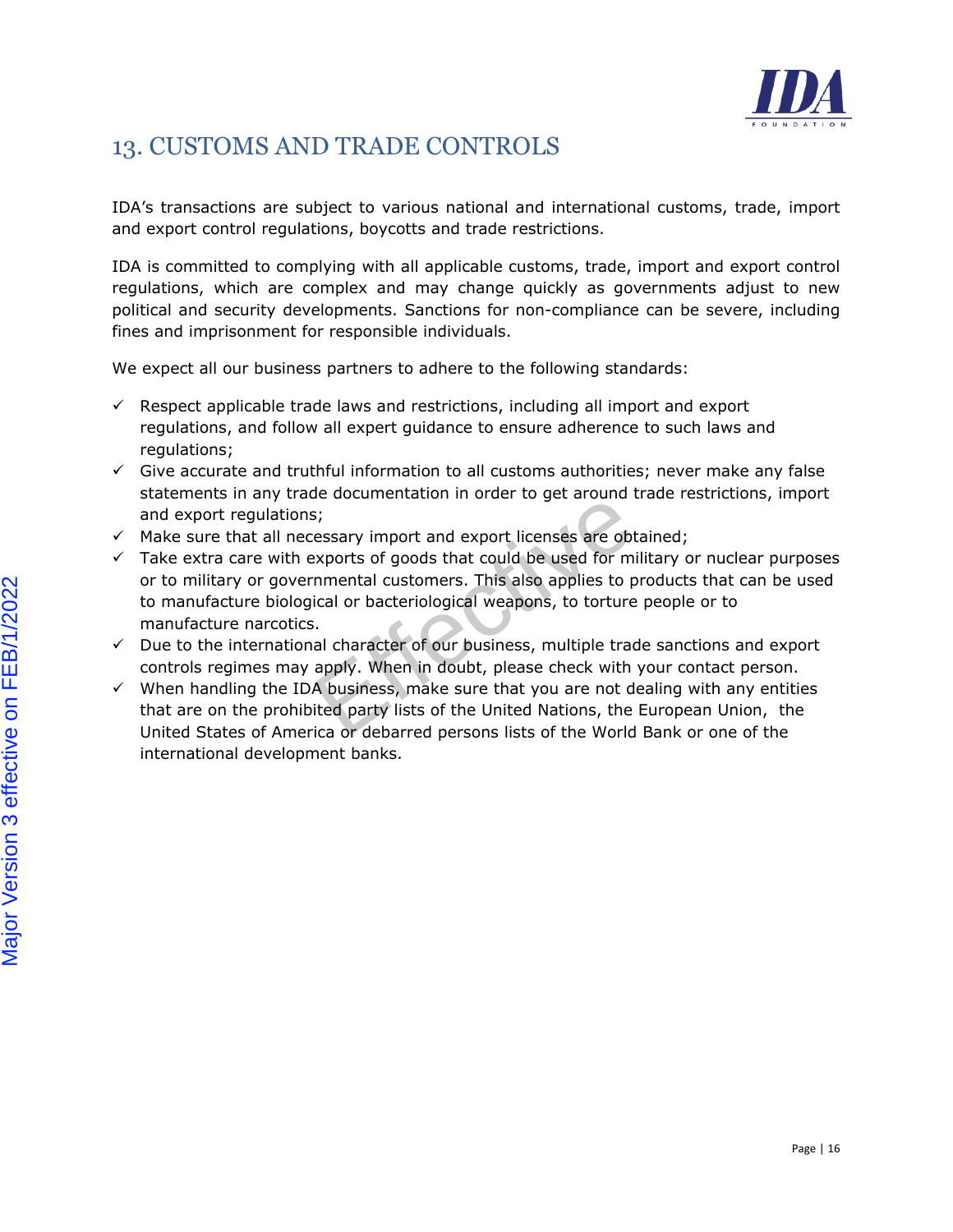# 13. CUSTOMS AND TRADE CONTROLS

IDA's transactions are subject to various national and international customs, trade, import and export control regulations, boycotts and trade restrictions.

IDA is committed to complying with all applicable customs, trade, import and export control regulations, which are complex and may change quickly as governments adjust to new political and security developments. Sanctions for non-compliance can be severe, including fines and imprisonment for responsible individuals.

We expect all our business partners to adhere to the following standards:

- ✓ Respect applicable trade laws and restrictions, including all import and export regulations, and follow all expert guidance to ensure adherence to such laws and regulations;
- ✓ Give accurate and truthful information to all customs authorities; never make any false statements in any trade documentation in order to get around trade restrictions, import and export regulations;
- ✓ Make sure that all necessary import and export licenses are obtained;
- ✓ Take extra care with exports of goods that could be used for military or nuclear purposes or to military or governmental customers. This also applies to products that can be used to manufacture biological or bacteriological weapons, to torture people or to manufacture narcotics.
- ✓ Due to the international character of our business, multiple trade sanctions and export controls regimes may apply. When in doubt, please check with your contact person.
- ✓ When handling the IDA business, make sure that you are not dealing with any entities that are on the prohibited party lists of the United Nations, the European Union, the United States of America or debarred persons lists of the World Bank or one of the international development banks.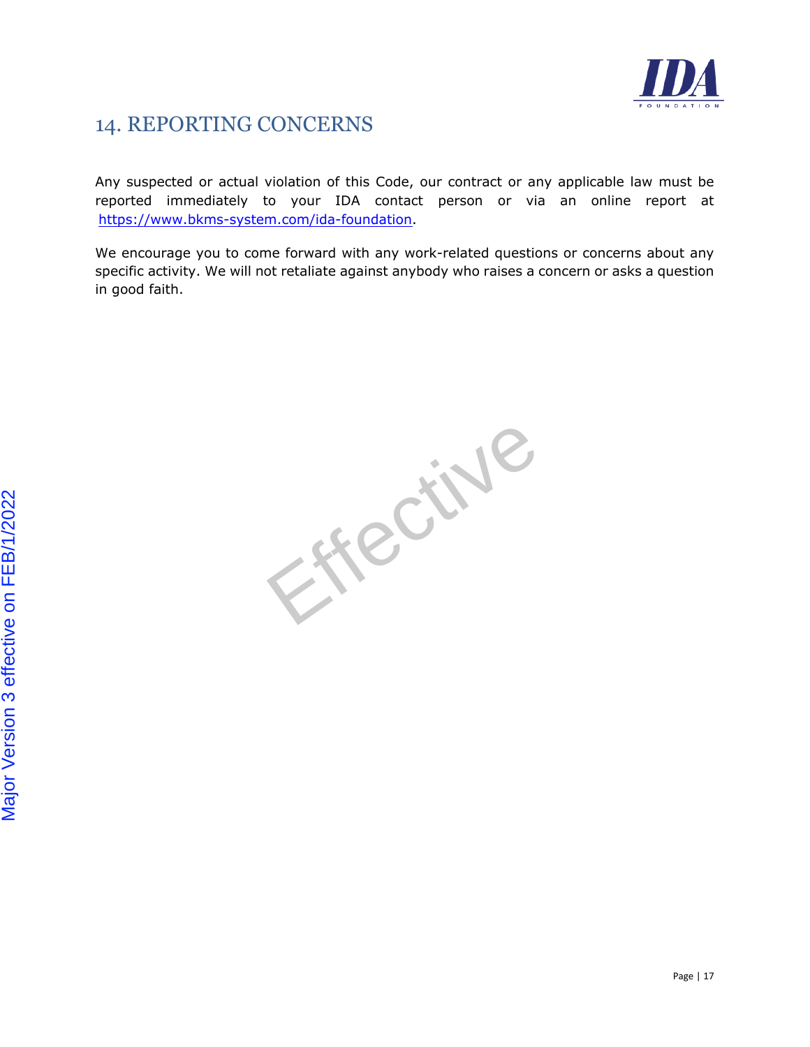## 14. REPORTING CONCERNS

Any suspected or actual violation of this Code, our contract or any applicable law must be reported immediately to your IDA contact person or via an online report at https://www.bkms-system.com/ida-foundation.

We encourage you to come forward with any work-related questions or concerns about any specific activity. We will not retaliate against anybody who raises a concern or asks a question in good faith.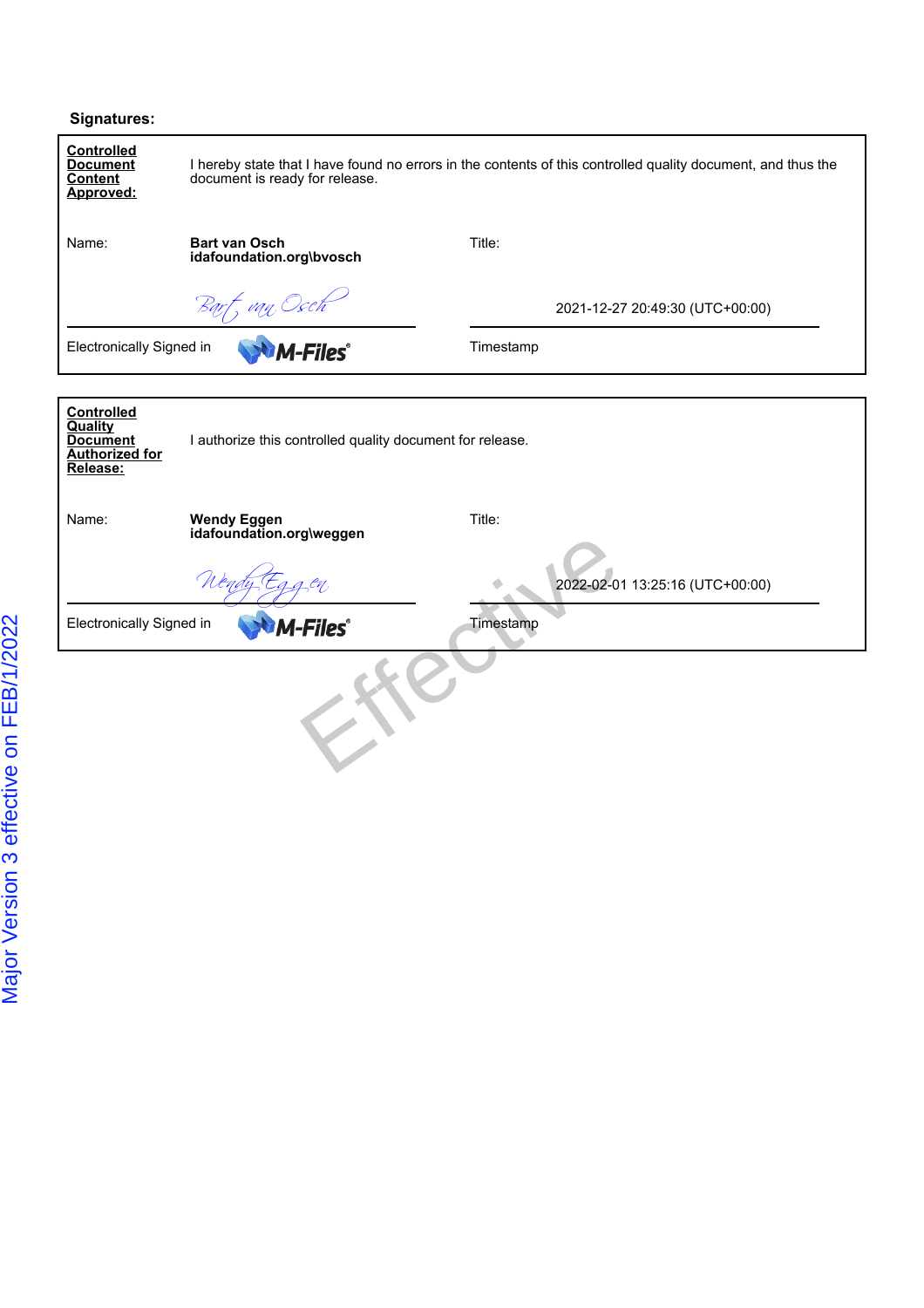**Signatures:**

| | | | |
|---|---|---|---|
| **Controlled Document Content Approved:** | I hereby state that I have found no errors in the contents of this controlled quality document, and thus the document is ready for release. | | |
| Name: | **Bart van Osch** **idafoundation.org\bvosch** | Title: | |
| Electronically Signed in M-Files | Bart van Osch | Timestamp | 2021-12-27 20:49:30 (UTC+00:00) |

| | | | |
|---|---|---|---|
| **Controlled Quality Document Authorized for Release:** | I authorize this controlled quality document for release. | | |
| Name: | **Wendy Eggen** **idafoundation.org\weggen** | Title: | |
| Electronically Signed in M-Files | Wendy Eggen | Timestamp | 2022-02-01 13:25:16 (UTC+00:00) |

Effective

Major Version 3 effective on FEB/1/2022